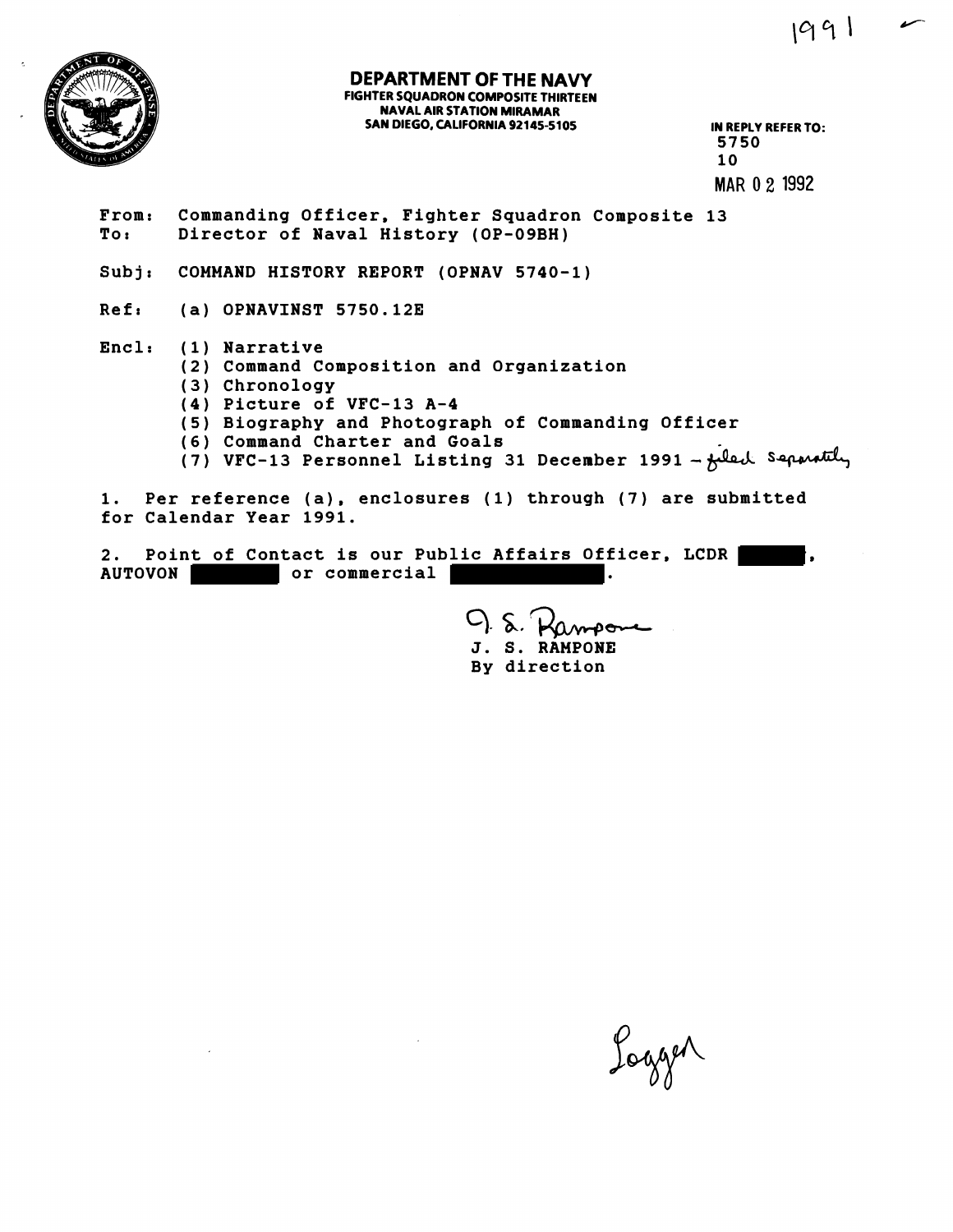1991

**DEPARTMENT OF THE NAVY**
**FIGHTER SQUADRON COMPOSITE THIRTEEN**
**NAVAL AIR STATION MIRAMAR**
**SAN DIEGO, CALIFORNIA 92145-5105**

IN REPLY REFER TO:
5750
10
MAR 02 1992

From: Commanding Officer, Fighter Squadron Composite 13
To: Director of Naval History (OP-09BH)

Subj: COMMAND HISTORY REPORT (OPNAV 5740-1)

Ref: (a) OPNAVINST 5750.12E

Encl: (1) Narrative
(2) Command Composition and Organization
(3) Chronology
(4) Picture of VFC-13 A-4
(5) Biography and Photograph of Commanding Officer
(6) Command Charter and Goals
(7) VFC-13 Personnel Listing 31 December 1991 – filed separately

1. Per reference (a), enclosures (1) through (7) are submitted for Calendar Year 1991.

2. Point of Contact is our Public Affairs Officer, LCDR ██████, AUTOVON ████████ or commercial ████████████.

J. S. Rampone
J. S. RAMPONE
By direction

Logged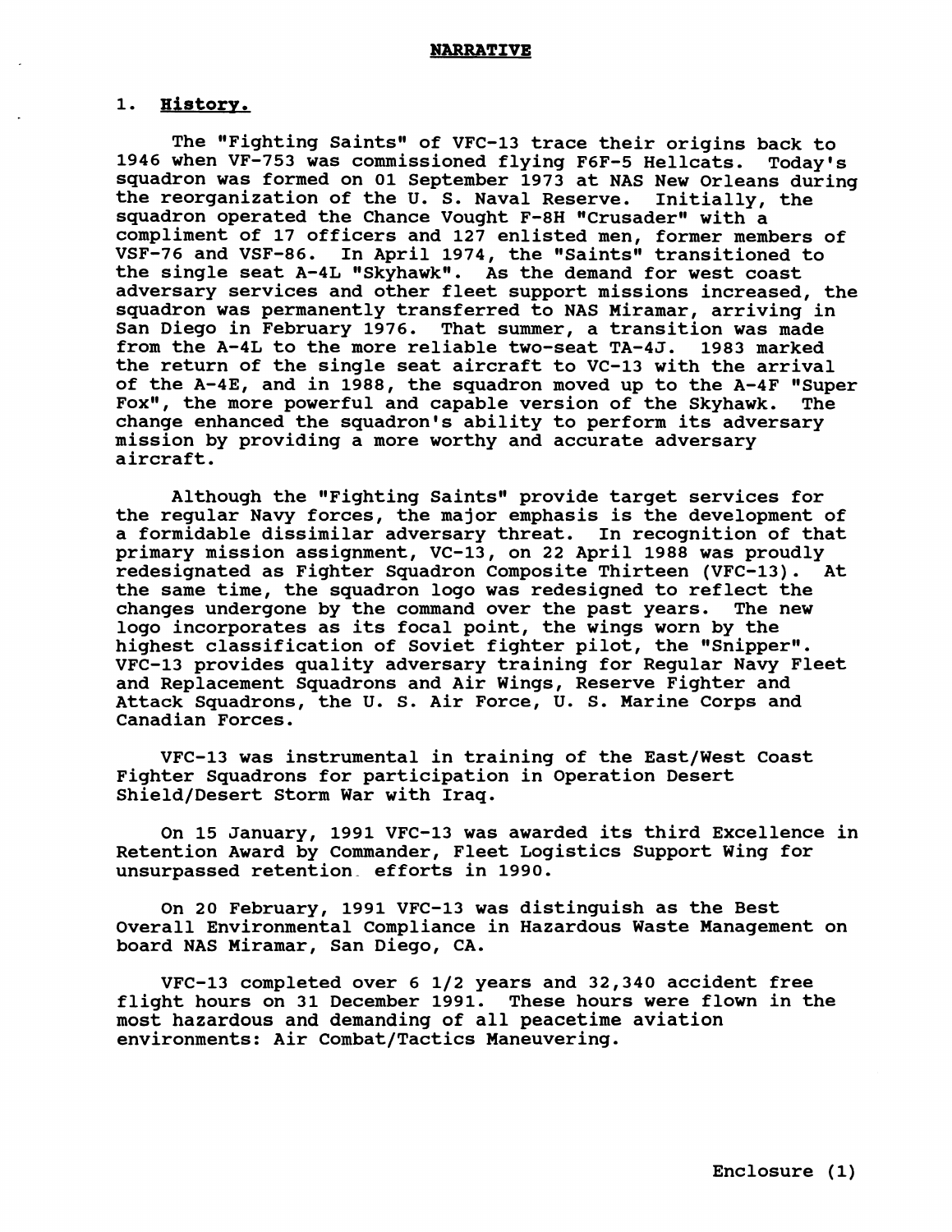# NARRATIVE

## 1. History.

The "Fighting Saints" of VFC-13 trace their origins back to 1946 when VF-753 was commissioned flying F6F-5 Hellcats. Today's squadron was formed on 01 September 1973 at NAS New Orleans during the reorganization of the U. S. Naval Reserve. Initially, the squadron operated the Chance Vought F-8H "Crusader" with a compliment of 17 officers and 127 enlisted men, former members of VSF-76 and VSF-86. In April 1974, the "Saints" transitioned to the single seat A-4L "Skyhawk". As the demand for west coast adversary services and other fleet support missions increased, the squadron was permanently transferred to NAS Miramar, arriving in San Diego in February 1976. That summer, a transition was made from the A-4L to the more reliable two-seat TA-4J. 1983 marked the return of the single seat aircraft to VC-13 with the arrival of the A-4E, and in 1988, the squadron moved up to the A-4F "Super Fox", the more powerful and capable version of the Skyhawk. The change enhanced the squadron's ability to perform its adversary mission by providing a more worthy and accurate adversary aircraft.

Although the "Fighting Saints" provide target services for the regular Navy forces, the major emphasis is the development of a formidable dissimilar adversary threat. In recognition of that primary mission assignment, VC-13, on 22 April 1988 was proudly redesignated as Fighter Squadron Composite Thirteen (VFC-13). At the same time, the squadron logo was redesigned to reflect the changes undergone by the command over the past years. The new logo incorporates as its focal point, the wings worn by the highest classification of Soviet fighter pilot, the "Snipper". VFC-13 provides quality adversary training for Regular Navy Fleet and Replacement Squadrons and Air Wings, Reserve Fighter and Attack Squadrons, the U. S. Air Force, U. S. Marine Corps and Canadian Forces.

VFC-13 was instrumental in training of the East/West Coast Fighter Squadrons for participation in Operation Desert Shield/Desert Storm War with Iraq.

On 15 January, 1991 VFC-13 was awarded its third Excellence in Retention Award by Commander, Fleet Logistics Support Wing for unsurpassed retention efforts in 1990.

On 20 February, 1991 VFC-13 was distinguish as the Best Overall Environmental Compliance in Hazardous Waste Management on board NAS Miramar, San Diego, CA.

VFC-13 completed over 6 1/2 years and 32,340 accident free flight hours on 31 December 1991. These hours were flown in the most hazardous and demanding of all peacetime aviation environments: Air Combat/Tactics Maneuvering.

Enclosure (1)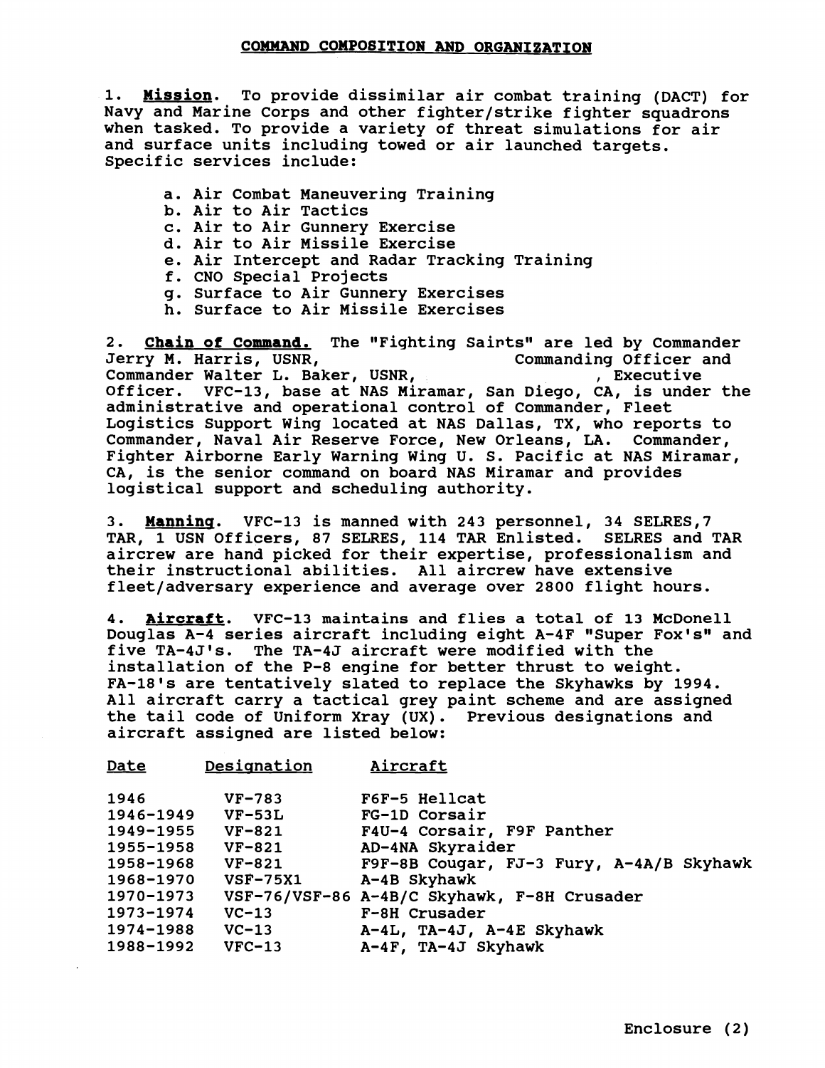## COMMAND COMPOSITION AND ORGANIZATION

1. **Mission**. To provide dissimilar air combat training (DACT) for Navy and Marine Corps and other fighter/strike fighter squadrons when tasked. To provide a variety of threat simulations for air and surface units including towed or air launched targets. Specific services include:

   a. Air Combat Maneuvering Training
   b. Air to Air Tactics
   c. Air to Air Gunnery Exercise
   d. Air to Air Missile Exercise
   e. Air Intercept and Radar Tracking Training
   f. CNO Special Projects
   g. Surface to Air Gunnery Exercises
   h. Surface to Air Missile Exercises

2. **Chain of Command.** The "Fighting Saints" are led by Commander Jerry M. Harris, USNR, Commanding Officer and Commander Walter L. Baker, USNR, , Executive Officer. VFC-13, base at NAS Miramar, San Diego, CA, is under the administrative and operational control of Commander, Fleet Logistics Support Wing located at NAS Dallas, TX, who reports to Commander, Naval Air Reserve Force, New Orleans, LA. Commander, Fighter Airborne Early Warning Wing U. S. Pacific at NAS Miramar, CA, is the senior command on board NAS Miramar and provides logistical support and scheduling authority.

3. **Manning**. VFC-13 is manned with 243 personnel, 34 SELRES,7 TAR, 1 USN Officers, 87 SELRES, 114 TAR Enlisted. SELRES and TAR aircrew are hand picked for their expertise, professionalism and their instructional abilities. All aircrew have extensive fleet/adversary experience and average over 2800 flight hours.

4. **Aircraft**. VFC-13 maintains and flies a total of 13 McDonell Douglas A-4 series aircraft including eight A-4F "Super Fox's" and five TA-4J's. The TA-4J aircraft were modified with the installation of the P-8 engine for better thrust to weight. FA-18's are tentatively slated to replace the Skyhawks by 1994. All aircraft carry a tactical grey paint scheme and are assigned the tail code of Uniform Xray (UX). Previous designations and aircraft assigned are listed below:

| Date | Designation | Aircraft |
|---|---|---|
| 1946 | VF-783 | F6F-5 Hellcat |
| 1946-1949 | VF-53L | FG-1D Corsair |
| 1949-1955 | VF-821 | F4U-4 Corsair, F9F Panther |
| 1955-1958 | VF-821 | AD-4NA Skyraider |
| 1958-1968 | VF-821 | F9F-8B Cougar, FJ-3 Fury, A-4A/B Skyhawk |
| 1968-1970 | VSF-75X1 | A-4B Skyhawk |
| 1970-1973 | VSF-76/VSF-86 | A-4B/C Skyhawk, F-8H Crusader |
| 1973-1974 | VC-13 | F-8H Crusader |
| 1974-1988 | VC-13 | A-4L, TA-4J, A-4E Skyhawk |
| 1988-1992 | VFC-13 | A-4F, TA-4J Skyhawk |

Enclosure (2)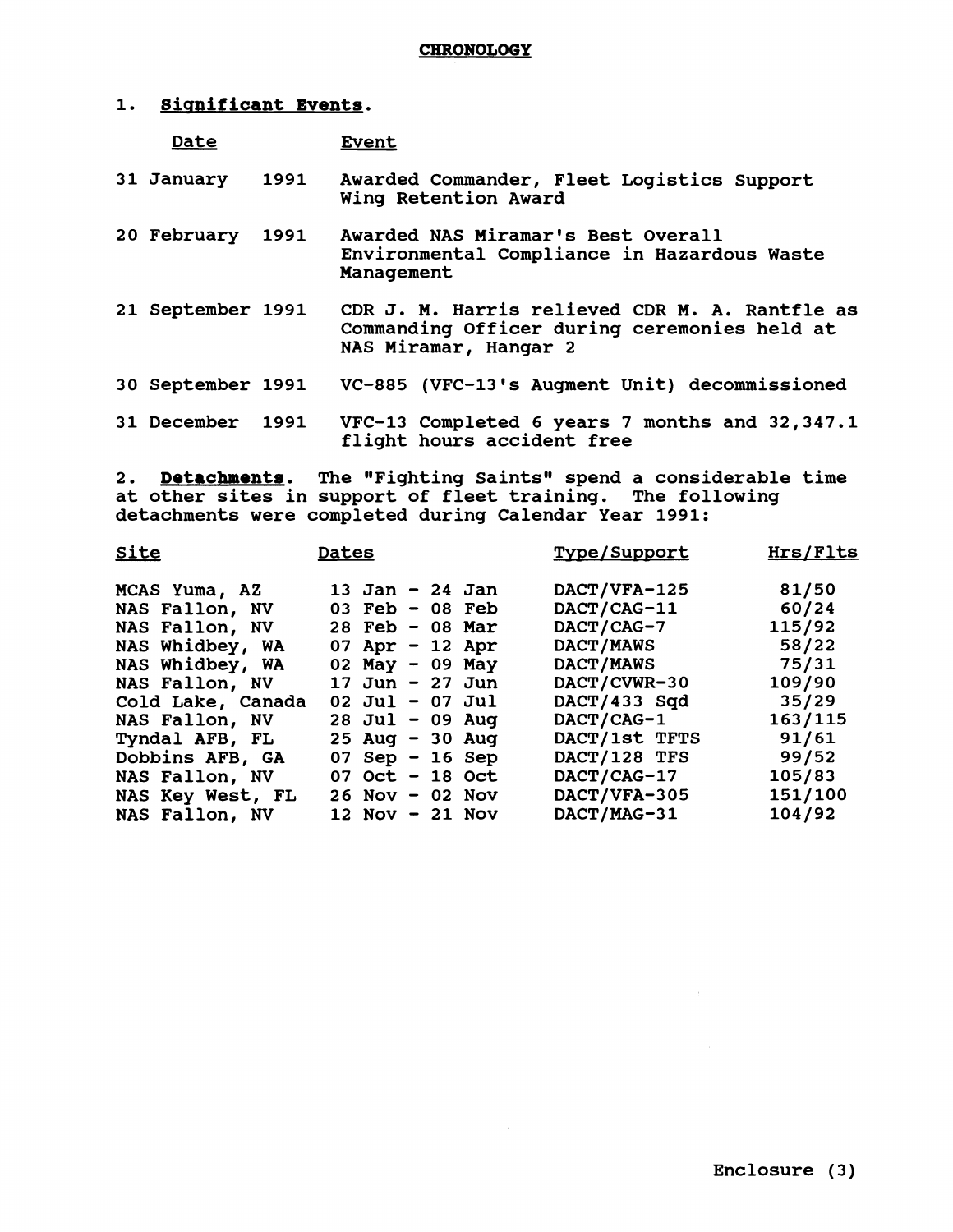# CHRONOLOGY

## 1. Significant Events.

| Date | Event |
|---|---|
| 31 January 1991 | Awarded Commander, Fleet Logistics Support Wing Retention Award |
| 20 February 1991 | Awarded NAS Miramar's Best Overall Environmental Compliance in Hazardous Waste Management |
| 21 September 1991 | CDR J. M. Harris relieved CDR M. A. Rantfle as Commanding Officer during ceremonies held at NAS Miramar, Hangar 2 |
| 30 September 1991 | VC-885 (VFC-13's Augment Unit) decommissioned |
| 31 December 1991 | VFC-13 Completed 6 years 7 months and 32,347.1 flight hours accident free |

2. **Detachments**. The "Fighting Saints" spend a considerable time at other sites in support of fleet training. The following detachments were completed during Calendar Year 1991:

| Site | Dates | Type/Support | Hrs/Flts |
|---|---|---|---|
| MCAS Yuma, AZ | 13 Jan - 24 Jan | DACT/VFA-125 | 81/50 |
| NAS Fallon, NV | 03 Feb - 08 Feb | DACT/CAG-11 | 60/24 |
| NAS Fallon, NV | 28 Feb - 08 Mar | DACT/CAG-7 | 115/92 |
| NAS Whidbey, WA | 07 Apr - 12 Apr | DACT/MAWS | 58/22 |
| NAS Whidbey, WA | 02 May - 09 May | DACT/MAWS | 75/31 |
| NAS Fallon, NV | 17 Jun - 27 Jun | DACT/CVWR-30 | 109/90 |
| Cold Lake, Canada | 02 Jul - 07 Jul | DACT/433 Sqd | 35/29 |
| NAS Fallon, NV | 28 Jul - 09 Aug | DACT/CAG-1 | 163/115 |
| Tyndal AFB, FL | 25 Aug - 30 Aug | DACT/1st TFTS | 91/61 |
| Dobbins AFB, GA | 07 Sep - 16 Sep | DACT/128 TFS | 99/52 |
| NAS Fallon, NV | 07 Oct - 18 Oct | DACT/CAG-17 | 105/83 |
| NAS Key West, FL | 26 Nov - 02 Nov | DACT/VFA-305 | 151/100 |
| NAS Fallon, NV | 12 Nov - 21 Nov | DACT/MAG-31 | 104/92 |

Enclosure (3)